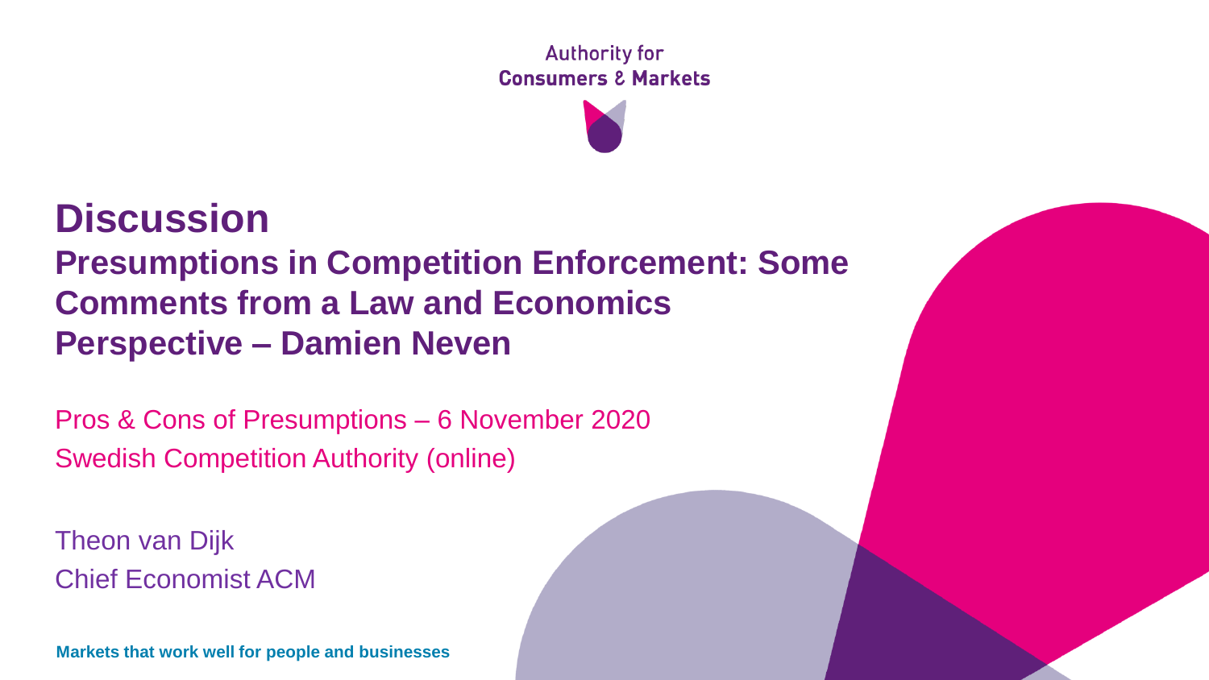Authority for
Consumers & Markets

# Discussion

## Presumptions in Competition Enforcement: Some Comments from a Law and Economics Perspective – Damien Neven

Pros & Cons of Presumptions – 6 November 2020
Swedish Competition Authority (online)

Theon van Dijk
Chief Economist ACM

**Markets that work well for people and businesses**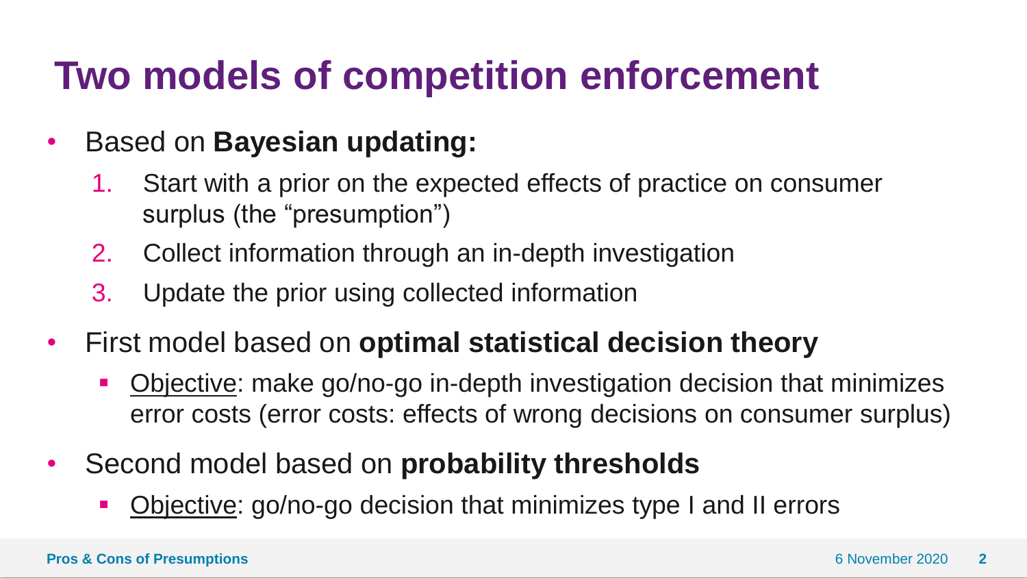# Two models of competition enforcement

- Based on **Bayesian updating:**
  1. Start with a prior on the expected effects of practice on consumer surplus (the "presumption")
  2. Collect information through an in-depth investigation
  3. Update the prior using collected information
- First model based on **optimal statistical decision theory**
  - Objective: make go/no-go in-depth investigation decision that minimizes error costs (error costs: effects of wrong decisions on consumer surplus)
- Second model based on **probability thresholds**
  - Objective: go/no-go decision that minimizes type I and II errors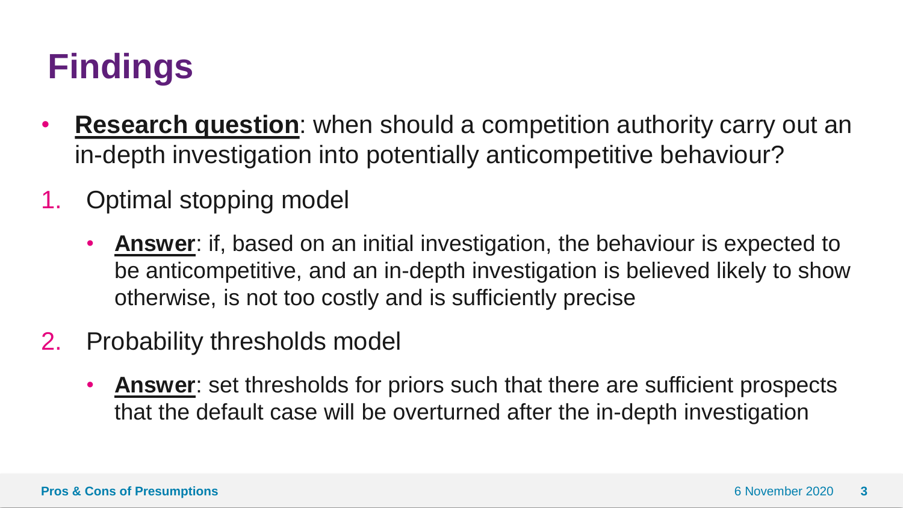# Findings

- **Research question**: when should a competition authority carry out an in-depth investigation into potentially anticompetitive behaviour?

1. Optimal stopping model
   - **Answer**: if, based on an initial investigation, the behaviour is expected to be anticompetitive, and an in-depth investigation is believed likely to show otherwise, is not too costly and is sufficiently precise
2. Probability thresholds model
   - **Answer**: set thresholds for priors such that there are sufficient prospects that the default case will be overturned after the in-depth investigation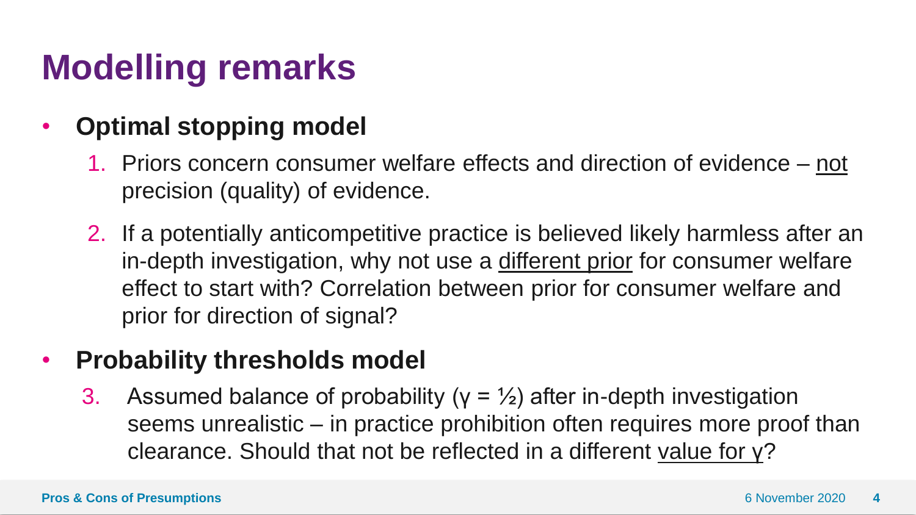# Modelling remarks

- **Optimal stopping model**
  1. Priors concern consumer welfare effects and direction of evidence – <u>not</u> precision (quality) of evidence.
  2. If a potentially anticompetitive practice is believed likely harmless after an in-depth investigation, why not use a <u>different prior</u> for consumer welfare effect to start with? Correlation between prior for consumer welfare and prior for direction of signal?

- **Probability thresholds model**
  3. Assumed balance of probability ($\gamma = \frac{1}{2}$) after in-depth investigation seems unrealistic – in practice prohibition often requires more proof than clearance. Should that not be reflected in a different <u>value for $\gamma$</u>?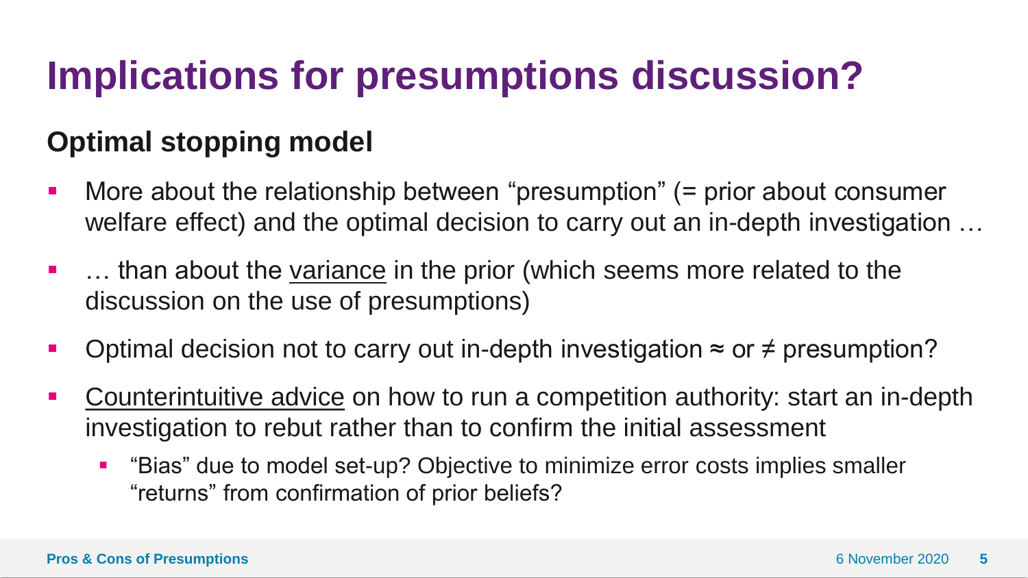# Implications for presumptions discussion?

## Optimal stopping model

- More about the relationship between "presumption" (= prior about consumer welfare effect) and the optimal decision to carry out an in-depth investigation …
- … than about the <u>variance</u> in the prior (which seems more related to the discussion on the use of presumptions)
- Optimal decision not to carry out in-depth investigation ≈ or ≠ presumption?
- <u>Counterintuitive advice</u> on how to run a competition authority: start an in-depth investigation to rebut rather than to confirm the initial assessment
  - "Bias" due to model set-up? Objective to minimize error costs implies smaller "returns" from confirmation of prior beliefs?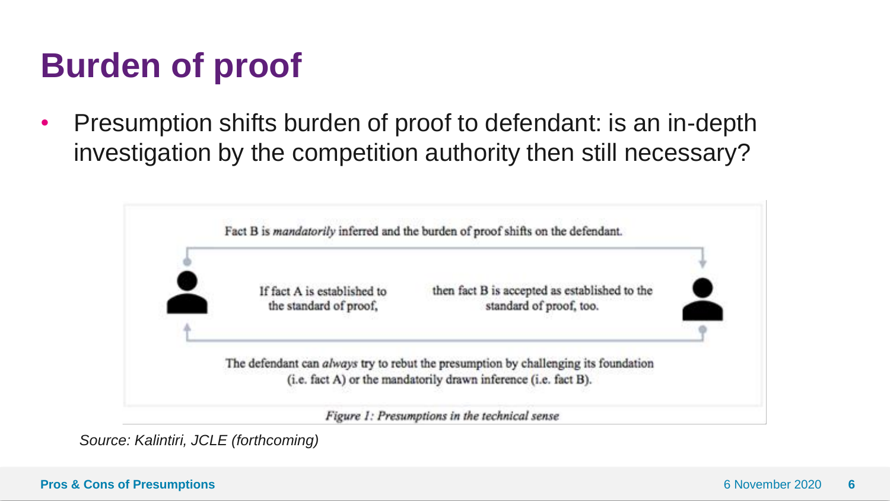# Burden of proof

- Presumption shifts burden of proof to defendant: is an in-depth investigation by the competition authority then still necessary?

Fact B is *mandatorily* inferred and the burden of proof shifts on the defendant.

If fact A is established to the standard of proof,

then fact B is accepted as established to the standard of proof, too.

The defendant can *always* try to rebut the presumption by challenging its foundation (i.e. fact A) or the mandatorily drawn inference (i.e. fact B).

*Figure 1: Presumptions in the technical sense*

*Source: Kalintiri, JCLE (forthcoming)*